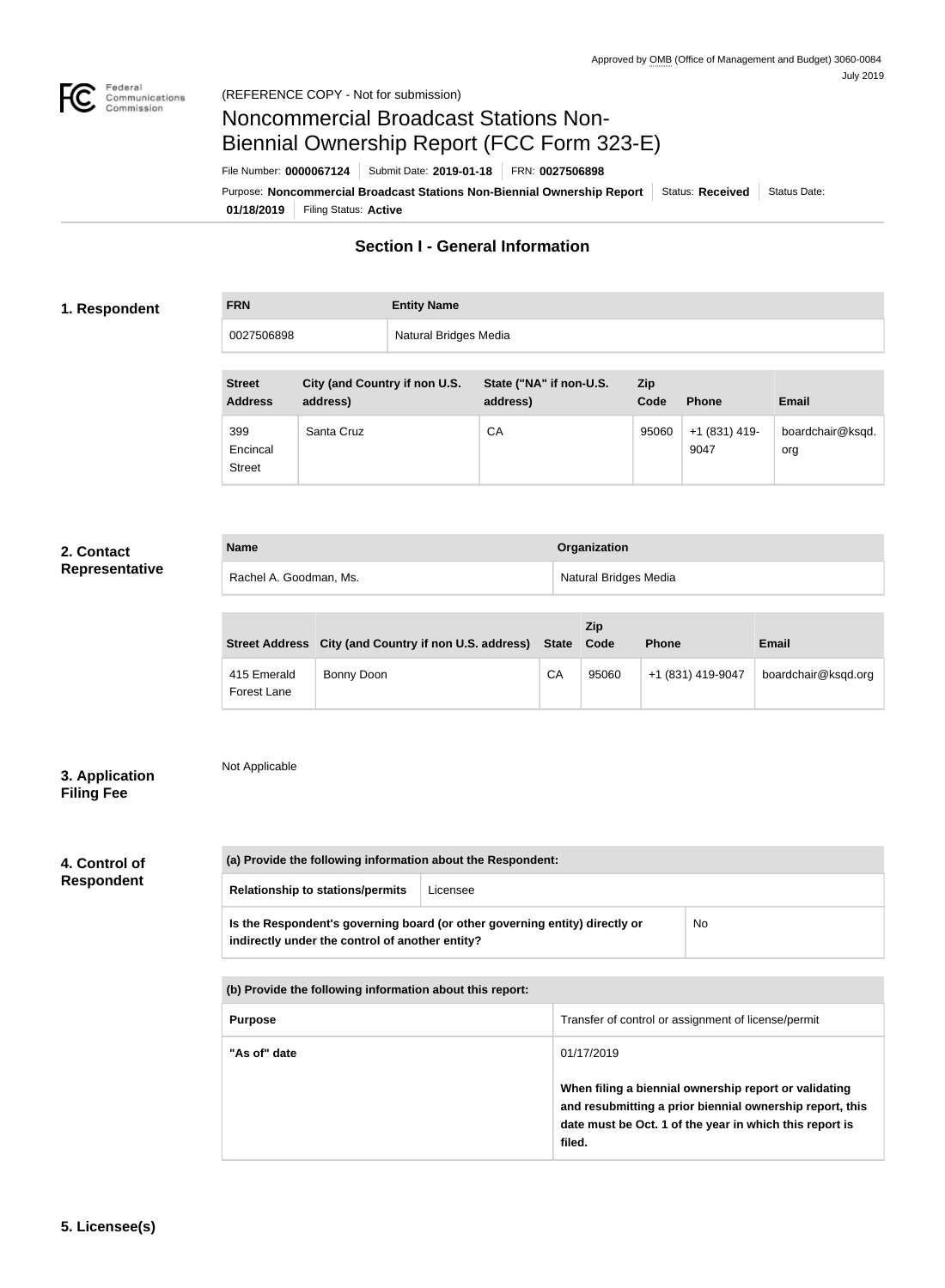Approved by OMB (Office of Management and Budget) 3060-0084
July 2019

(REFERENCE COPY - Not for submission)

# Noncommercial Broadcast Stations Non-Biennial Ownership Report (FCC Form 323-E)

File Number: **0000067124** | Submit Date: **2019-01-18** | FRN: **0027506898**

Purpose: **Noncommercial Broadcast Stations Non-Biennial Ownership Report** | Status: **Received** | Status Date: **01/18/2019** | Filing Status: **Active**

## Section I - General Information

### 1. Respondent

| FRN | Entity Name |
|---|---|
| 0027506898 | Natural Bridges Media |

| Street Address | City (and Country if non U.S. address) | State ("NA" if non-U.S. address) | Zip Code | Phone | Email |
|---|---|---|---|---|---|
| 399 Encincal Street | Santa Cruz | CA | 95060 | +1 (831) 419-9047 | boardchair@ksqd.org |

### 2. Contact Representative

| Name | Organization |
|---|---|
| Rachel A. Goodman, Ms. | Natural Bridges Media |

| Street Address | City (and Country if non U.S. address) | State | Zip Code | Phone | Email |
|---|---|---|---|---|---|
| 415 Emerald Forest Lane | Bonny Doon | CA | 95060 | +1 (831) 419-9047 | boardchair@ksqd.org |

### 3. Application Filing Fee

Not Applicable

### 4. Control of Respondent

| (a) Provide the following information about the Respondent: | |
|---|---|
| Relationship to stations/permits | Licensee |
| Is the Respondent's governing board (or other governing entity) directly or indirectly under the control of another entity? | No |

| (b) Provide the following information about this report: | |
|---|---|
| Purpose | Transfer of control or assignment of license/permit |
| "As of" date | 01/17/2019<br><br>**When filing a biennial ownership report or validating and resubmitting a prior biennial ownership report, this date must be Oct. 1 of the year in which this report is filed.** |

### 5. Licensee(s)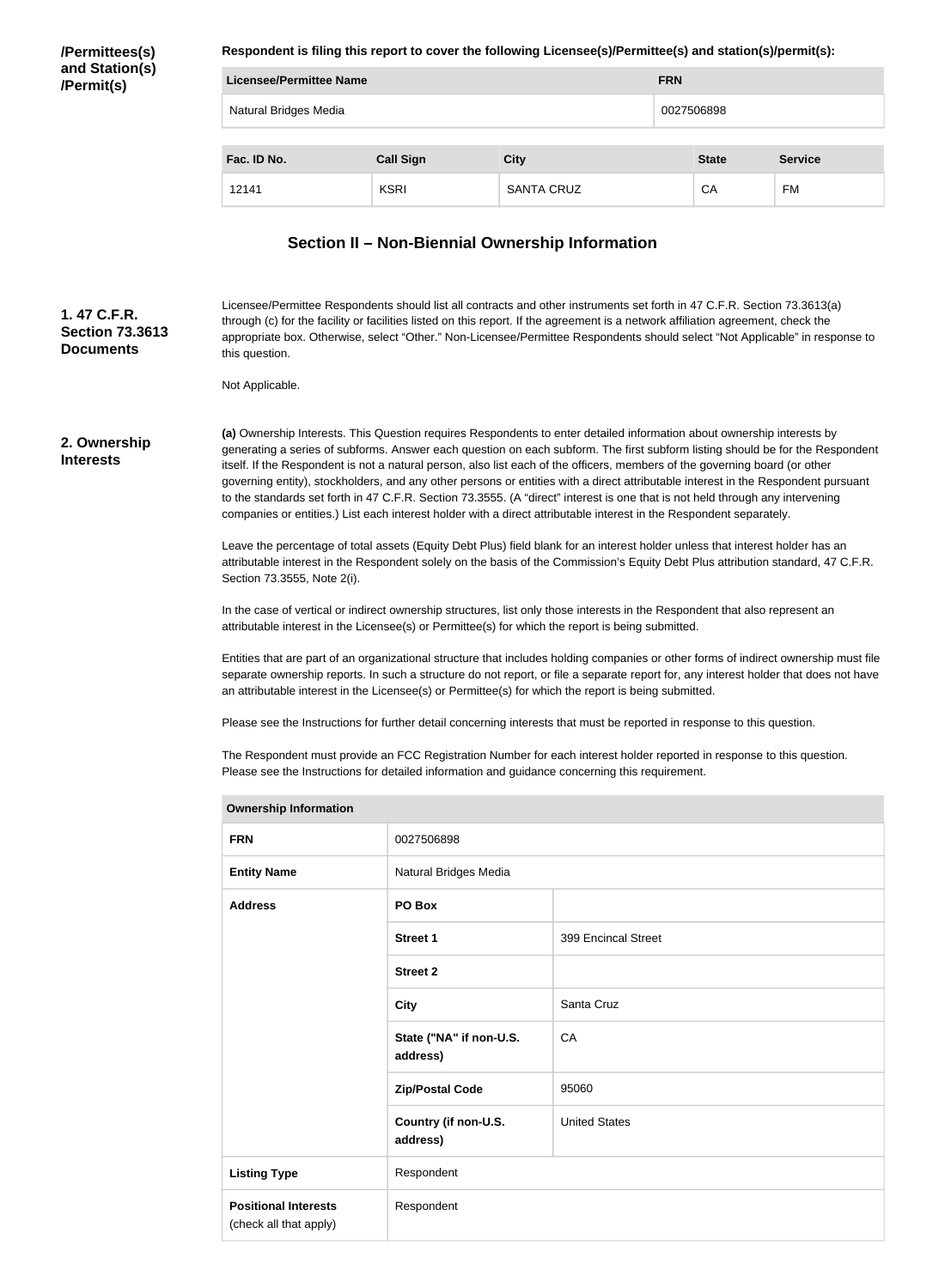**/Permittees(s) and Station(s) /Permit(s)**

**Respondent is filing this report to cover the following Licensee(s)/Permittee(s) and station(s)/permit(s):**

| Licensee/Permittee Name | FRN |
| --- | --- |
| Natural Bridges Media | 0027506898 |

| Fac. ID No. | Call Sign | City | State | Service |
| --- | --- | --- | --- | --- |
| 12141 | KSRI | SANTA CRUZ | CA | FM |

## Section II – Non-Biennial Ownership Information

**1. 47 C.F.R. Section 73.3613 Documents**

Licensee/Permittee Respondents should list all contracts and other instruments set forth in 47 C.F.R. Section 73.3613(a) through (c) for the facility or facilities listed on this report. If the agreement is a network affiliation agreement, check the appropriate box. Otherwise, select "Other." Non-Licensee/Permittee Respondents should select "Not Applicable" in response to this question.

Not Applicable.

**2. Ownership Interests**

**(a)** Ownership Interests. This Question requires Respondents to enter detailed information about ownership interests by generating a series of subforms. Answer each question on each subform. The first subform listing should be for the Respondent itself. If the Respondent is not a natural person, also list each of the officers, members of the governing board (or other governing entity), stockholders, and any other persons or entities with a direct attributable interest in the Respondent pursuant to the standards set forth in 47 C.F.R. Section 73.3555. (A "direct" interest is one that is not held through any intervening companies or entities.) List each interest holder with a direct attributable interest in the Respondent separately.

Leave the percentage of total assets (Equity Debt Plus) field blank for an interest holder unless that interest holder has an attributable interest in the Respondent solely on the basis of the Commission's Equity Debt Plus attribution standard, 47 C.F.R. Section 73.3555, Note 2(i).

In the case of vertical or indirect ownership structures, list only those interests in the Respondent that also represent an attributable interest in the Licensee(s) or Permittee(s) for which the report is being submitted.

Entities that are part of an organizational structure that includes holding companies or other forms of indirect ownership must file separate ownership reports. In such a structure do not report, or file a separate report for, any interest holder that does not have an attributable interest in the Licensee(s) or Permittee(s) for which the report is being submitted.

Please see the Instructions for further detail concerning interests that must be reported in response to this question.

The Respondent must provide an FCC Registration Number for each interest holder reported in response to this question. Please see the Instructions for detailed information and guidance concerning this requirement.

| Ownership Information | | |
| --- | --- | --- |
| **FRN** | 0027506898 | |
| **Entity Name** | Natural Bridges Media | |
| **Address** | **PO Box** | |
| | **Street 1** | 399 Encincal Street |
| | **Street 2** | |
| | **City** | Santa Cruz |
| | **State ("NA" if non-U.S. address)** | CA |
| | **Zip/Postal Code** | 95060 |
| | **Country (if non-U.S. address)** | United States |
| **Listing Type** | Respondent | |
| **Positional Interests** (check all that apply) | Respondent | |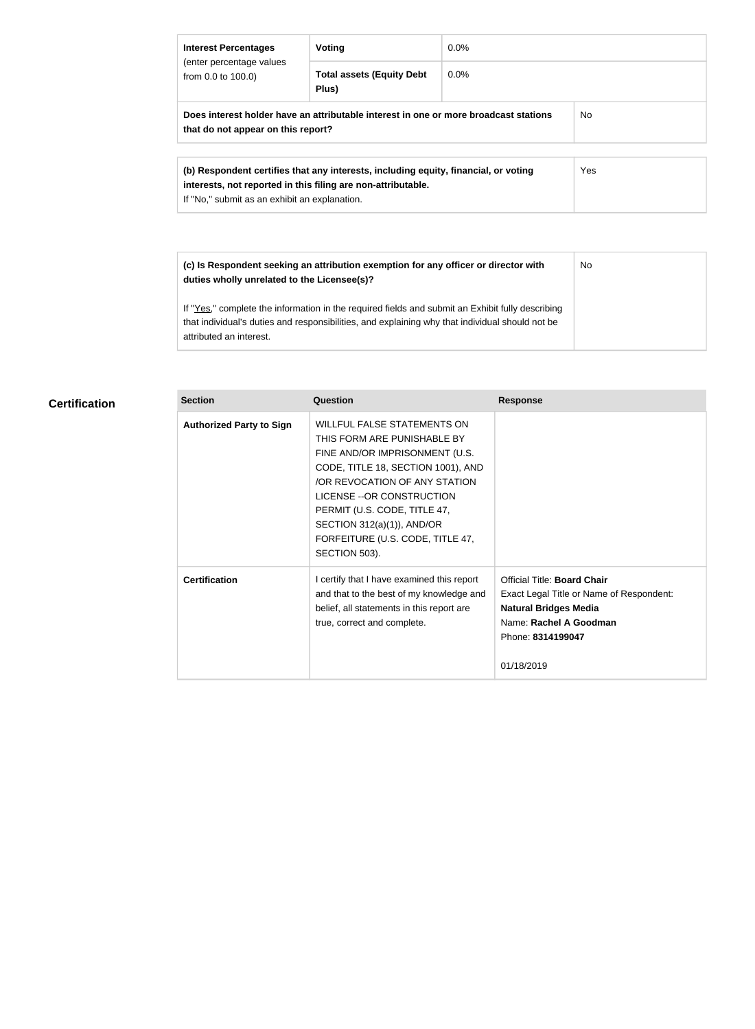| | | |
|---|---|---|
| **Interest Percentages** (enter percentage values from 0.0 to 100.0) | **Voting** | 0.0% |
| | **Total assets (Equity Debt Plus)** | 0.0% |
| **Does interest holder have an attributable interest in one or more broadcast stations that do not appear on this report?** | | No |

| | |
|---|---|
| **(b) Respondent certifies that any interests, including equity, financial, or voting interests, not reported in this filing are non-attributable.** If "No," submit as an exhibit an explanation. | Yes |

| | |
|---|---|
| **(c) Is Respondent seeking an attribution exemption for any officer or director with duties wholly unrelated to the Licensee(s)?** If "Yes," complete the information in the required fields and submit an Exhibit fully describing that individual's duties and responsibilities, and explaining why that individual should not be attributed an interest. | No |

## Certification

| Section | Question | Response |
|---|---|---|
| **Authorized Party to Sign** | WILLFUL FALSE STATEMENTS ON THIS FORM ARE PUNISHABLE BY FINE AND/OR IMPRISONMENT (U.S. CODE, TITLE 18, SECTION 1001), AND /OR REVOCATION OF ANY STATION LICENSE --OR CONSTRUCTION PERMIT (U.S. CODE, TITLE 47, SECTION 312(a)(1)), AND/OR FORFEITURE (U.S. CODE, TITLE 47, SECTION 503). | |
| **Certification** | I certify that I have examined this report and that to the best of my knowledge and belief, all statements in this report are true, correct and complete. | Official Title: **Board Chair**<br>Exact Legal Title or Name of Respondent: **Natural Bridges Media**<br>Name: **Rachel A Goodman**<br>Phone: **8314199047**<br><br>01/18/2019 |